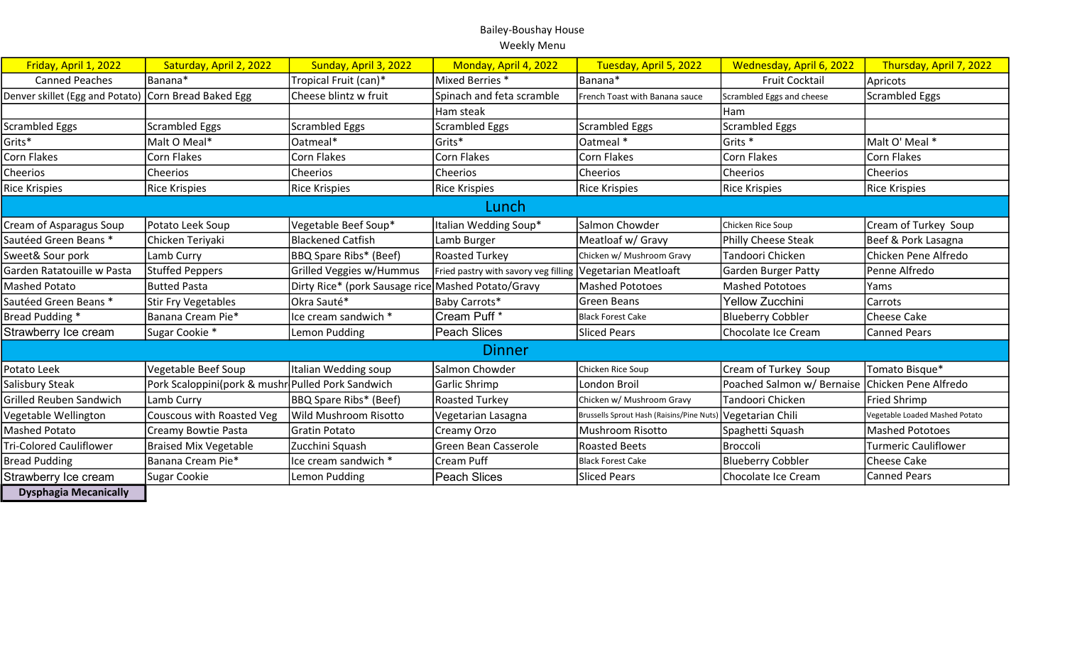Bailey-Boushay House

Weekly Menu

| Friday, April 1, 2022 | Saturday, April 2, 2022 | Sunday, April 3, 2022 | Monday, April 4, 2022 | Tuesday, April 5, 2022 | Wednesday, April 6, 2022 | Thursday, April 7, 2022 |
|---|---|---|---|---|---|---|
| Canned Peaches | Banana* | Tropical Fruit (can)* | Mixed Berries * | Banana* | Fruit Cocktail | Apricots |
| Denver skillet (Egg and Potato) | Corn Bread Baked Egg | Cheese blintz w fruit | Spinach and feta scramble | French Toast with Banana sauce | Scrambled Eggs and cheese | Scrambled Eggs |
| | | | Ham steak | | Ham | |
| Scrambled Eggs | Scrambled Eggs | Scrambled Eggs | Scrambled Eggs | Scrambled Eggs | Scrambled Eggs | |
| Grits* | Malt O Meal* | Oatmeal* | Grits* | Oatmeal * | Grits * | Malt O' Meal * |
| Corn Flakes | Corn Flakes | Corn Flakes | Corn Flakes | Corn Flakes | Corn Flakes | Corn Flakes |
| Cheerios | Cheerios | Cheerios | Cheerios | Cheerios | Cheerios | Cheerios |
| Rice Krispies | Rice Krispies | Rice Krispies | Rice Krispies | Rice Krispies | Rice Krispies | Rice Krispies |
| **Lunch** | | | | | | |
| Cream of Asparagus Soup | Potato Leek Soup | Vegetable Beef Soup* | Italian Wedding Soup* | Salmon Chowder | Chicken Rice Soup | Cream of Turkey Soup |
| Sautéed Green Beans * | Chicken Teriyaki | Blackened Catfish | Lamb Burger | Meatloaf w/ Gravy | Philly Cheese Steak | Beef & Pork Lasagna |
| Sweet& Sour pork | Lamb Curry | BBQ Spare Ribs* (Beef) | Roasted Turkey | Chicken w/ Mushroom Gravy | Tandoori Chicken | Chicken Pene Alfredo |
| Garden Ratatouille w Pasta | Stuffed Peppers | Grilled Veggies w/Hummus | Fried pastry with savory veg filling | Vegetarian Meatloaft | Garden Burger Patty | Penne Alfredo |
| Mashed Potato | Butted Pasta | Dirty Rice* (pork Sausage rice | Mashed Potato/Gravy | Mashed Pototoes | Mashed Pototoes | Yams |
| Sautéed Green Beans * | Stir Fry Vegetables | Okra Sauté* | Baby Carrots* | Green Beans | Yellow Zucchini | Carrots |
| Bread Pudding * | Banana Cream Pie* | Ice cream sandwich * | Cream Puff * | Black Forest Cake | Blueberry Cobbler | Cheese Cake |
| Strawberry Ice cream | Sugar Cookie * | Lemon Pudding | Peach Slices | Sliced Pears | Chocolate Ice Cream | Canned Pears |
| **Dinner** | | | | | | |
| Potato Leek | Vegetable Beef Soup | Italian Wedding soup | Salmon Chowder | Chicken Rice Soup | Cream of Turkey Soup | Tomato Bisque* |
| Salisbury Steak | Pork Scaloppini(pork & mushr | Pulled Pork Sandwich | Garlic Shrimp | London Broil | Poached Salmon w/ Bernaise | Chicken Pene Alfredo |
| Grilled Reuben Sandwich | Lamb Curry | BBQ Spare Ribs* (Beef) | Roasted Turkey | Chicken w/ Mushroom Gravy | Tandoori Chicken | Fried Shrimp |
| Vegetable Wellington | Couscous with Roasted Veg | Wild Mushroom Risotto | Vegetarian Lasagna | Brussells Sprout Hash (Raisins/Pine Nuts) | Vegetarian Chili | Vegetable Loaded Mashed Potato |
| Mashed Potato | Creamy Bowtie Pasta | Gratin Potato | Creamy Orzo | Mushroom Risotto | Spaghetti Squash | Mashed Pototoes |
| Tri-Colored Cauliflower | Braised Mix Vegetable | Zucchini Squash | Green Bean Casserole | Roasted Beets | Broccoli | Turmeric Cauliflower |
| Bread Pudding | Banana Cream Pie* | Ice cream sandwich * | Cream Puff | Black Forest Cake | Blueberry Cobbler | Cheese Cake |
| Strawberry Ice cream | Sugar Cookie | Lemon Pudding | Peach Slices | Sliced Pears | Chocolate Ice Cream | Canned Pears |

**Dysphagia Mecanically**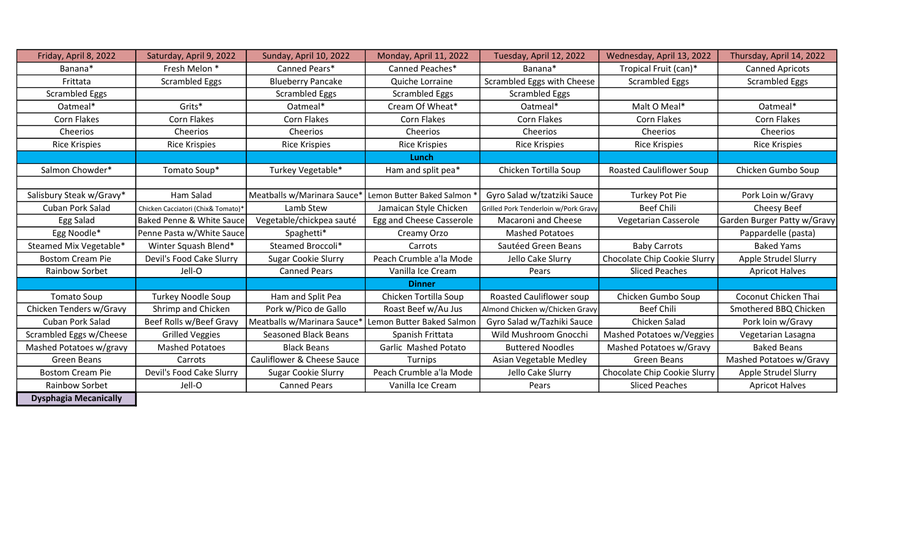| Friday, April 8, 2022 | Saturday, April 9, 2022 | Sunday, April 10, 2022 | Monday, April 11, 2022 | Tuesday, April 12, 2022 | Wednesday, April 13, 2022 | Thursday, April 14, 2022 |
|---|---|---|---|---|---|---|
| Banana* | Fresh Melon * | Canned Pears* | Canned Peaches* | Banana* | Tropical Fruit (can)* | Canned Apricots |
| Frittata | Scrambled Eggs | Blueberry Pancake | Quiche Lorraine | Scrambled Eggs with Cheese | Scrambled Eggs | Scrambled Eggs |
| Scrambled Eggs | | Scrambled Eggs | Scrambled Eggs | Scrambled Eggs | | |
| Oatmeal* | Grits* | Oatmeal* | Cream Of Wheat* | Oatmeal* | Malt O Meal* | Oatmeal* |
| Corn Flakes | Corn Flakes | Corn Flakes | Corn Flakes | Corn Flakes | Corn Flakes | Corn Flakes |
| Cheerios | Cheerios | Cheerios | Cheerios | Cheerios | Cheerios | Cheerios |
| Rice Krispies | Rice Krispies | Rice Krispies | Rice Krispies | Rice Krispies | Rice Krispies | Rice Krispies |
| | | | **Lunch** | | | |
| Salmon Chowder* | Tomato Soup* | Turkey Vegetable* | Ham and split pea* | Chicken Tortilla Soup | Roasted Cauliflower Soup | Chicken Gumbo Soup |
| | | | | | | |
| Salisbury Steak w/Gravy* | Ham Salad | Meatballs w/Marinara Sauce* | Lemon Butter Baked Salmon * | Gyro Salad w/tzatziki Sauce | Turkey Pot Pie | Pork Loin w/Gravy |
| Cuban Pork Salad | Chicken Cacciatori (Chix& Tomato)* | Lamb Stew | Jamaican Style Chicken | Grilled Pork Tenderloin w/Pork Gravy | Beef Chili | Cheesy Beef |
| Egg Salad | Baked Penne & White Sauce | Vegetable/chickpea sauté | Egg and Cheese Casserole | Macaroni and Cheese | Vegetarian Casserole | Garden Burger Patty w/Gravy |
| Egg Noodle* | Penne Pasta w/White Sauce | Spaghetti* | Creamy Orzo | Mashed Potatoes | | Pappardelle (pasta) |
| Steamed Mix Vegetable* | Winter Squash Blend* | Steamed Broccoli* | Carrots | Sautéed Green Beans | Baby Carrots | Baked Yams |
| Bostom Cream Pie | Devil's Food Cake Slurry | Sugar Cookie Slurry | Peach Crumble a'la Mode | Jello Cake Slurry | Chocolate Chip Cookie Slurry | Apple Strudel Slurry |
| Rainbow Sorbet | Jell-O | Canned Pears | Vanilla Ice Cream | Pears | Sliced Peaches | Apricot Halves |
| | | | **Dinner** | | | |
| Tomato Soup | Turkey Noodle Soup | Ham and Split Pea | Chicken Tortilla Soup | Roasted Cauliflower soup | Chicken Gumbo Soup | Coconut Chicken Thai |
| Chicken Tenders w/Gravy | Shrimp and Chicken | Pork w/Pico de Gallo | Roast Beef w/Au Jus | Almond Chicken w/Chicken Gravy | Beef Chili | Smothered BBQ Chicken |
| Cuban Pork Salad | Beef Rolls w/Beef Gravy | Meatballs w/Marinara Sauce* | Lemon Butter Baked Salmon | Gyro Salad w/Tazhiki Sauce | Chicken Salad | Pork loin w/Gravy |
| Scrambled Eggs w/Cheese | Grilled Veggies | Seasoned Black Beans | Spanish Frittata | Wild Mushroom Gnocchi | Mashed Potatoes w/Veggies | Vegetarian Lasagna |
| Mashed Potatoes w/gravy | Mashed Potatoes | Black Beans | Garlic Mashed Potato | Buttered Noodles | Mashed Potatoes w/Gravy | Baked Beans |
| Green Beans | Carrots | Cauliflower & Cheese Sauce | Turnips | Asian Vegetable Medley | Green Beans | Mashed Potatoes w/Gravy |
| Bostom Cream Pie | Devil's Food Cake Slurry | Sugar Cookie Slurry | Peach Crumble a'la Mode | Jello Cake Slurry | Chocolate Chip Cookie Slurry | Apple Strudel Slurry |
| Rainbow Sorbet | Jell-O | Canned Pears | Vanilla Ice Cream | Pears | Sliced Peaches | Apricot Halves |

**Dysphagia Mecanically**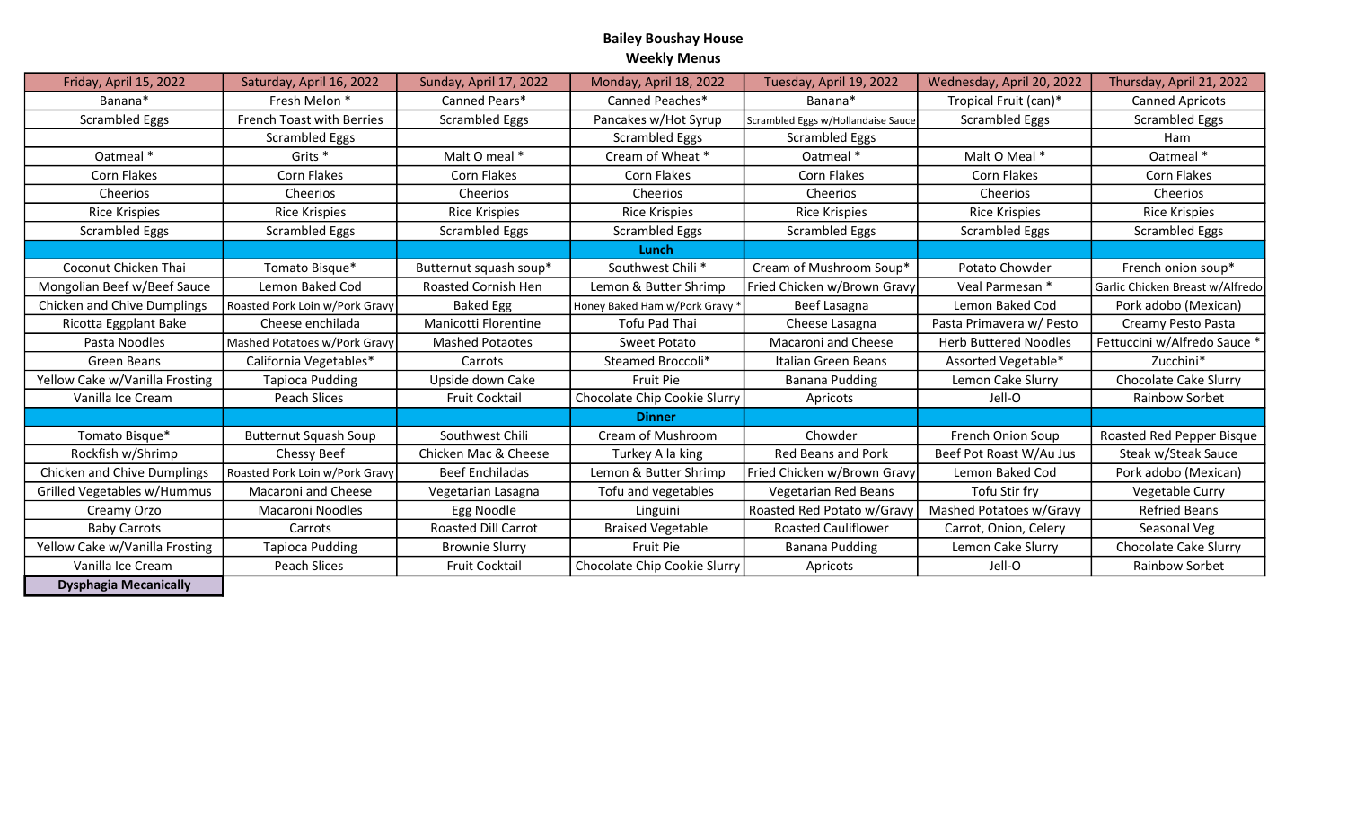**Bailey Boushay House**
**Weekly Menus**

| Friday, April 15, 2022 | Saturday, April 16, 2022 | Sunday, April 17, 2022 | Monday, April 18, 2022 | Tuesday, April 19, 2022 | Wednesday, April 20, 2022 | Thursday, April 21, 2022 |
|---|---|---|---|---|---|---|
| Banana* | Fresh Melon * | Canned Pears* | Canned Peaches* | Banana* | Tropical Fruit (can)* | Canned Apricots |
| Scrambled Eggs | French Toast with Berries | Scrambled Eggs | Pancakes w/Hot Syrup | Scrambled Eggs w/Hollandaise Sauce | Scrambled Eggs | Scrambled Eggs |
| | Scrambled Eggs | | Scrambled Eggs | Scrambled Eggs | | Ham |
| Oatmeal * | Grits * | Malt O meal * | Cream of Wheat * | Oatmeal * | Malt O Meal * | Oatmeal * |
| Corn Flakes | Corn Flakes | Corn Flakes | Corn Flakes | Corn Flakes | Corn Flakes | Corn Flakes |
| Cheerios | Cheerios | Cheerios | Cheerios | Cheerios | Cheerios | Cheerios |
| Rice Krispies | Rice Krispies | Rice Krispies | Rice Krispies | Rice Krispies | Rice Krispies | Rice Krispies |
| Scrambled Eggs | Scrambled Eggs | Scrambled Eggs | Scrambled Eggs | Scrambled Eggs | Scrambled Eggs | Scrambled Eggs |
| | | | **Lunch** | | | |
| Coconut Chicken Thai | Tomato Bisque* | Butternut squash soup* | Southwest Chili * | Cream of Mushroom Soup* | Potato Chowder | French onion soup* |
| Mongolian Beef w/Beef Sauce | Lemon Baked Cod | Roasted Cornish Hen | Lemon & Butter Shrimp | Fried Chicken w/Brown Gravy | Veal Parmesan * | Garlic Chicken Breast w/Alfredo |
| Chicken and Chive Dumplings | Roasted Pork Loin w/Pork Gravy | Baked Egg | Honey Baked Ham w/Pork Gravy * | Beef Lasagna | Lemon Baked Cod | Pork adobo (Mexican) |
| Ricotta Eggplant Bake | Cheese enchilada | Manicotti Florentine | Tofu Pad Thai | Cheese Lasagna | Pasta Primavera w/ Pesto | Creamy Pesto Pasta |
| Pasta Noodles | Mashed Potatoes w/Pork Gravy | Mashed Potaotes | Sweet Potato | Macaroni and Cheese | Herb Buttered Noodles | Fettuccini w/Alfredo Sauce * |
| Green Beans | California Vegetables* | Carrots | Steamed Broccoli* | Italian Green Beans | Assorted Vegetable* | Zucchini* |
| Yellow Cake w/Vanilla Frosting | Tapioca Pudding | Upside down Cake | Fruit Pie | Banana Pudding | Lemon Cake Slurry | Chocolate Cake Slurry |
| Vanilla Ice Cream | Peach Slices | Fruit Cocktail | Chocolate Chip Cookie Slurry | Apricots | Jell-O | Rainbow Sorbet |
| | | | **Dinner** | | | |
| Tomato Bisque* | Butternut Squash Soup | Southwest Chili | Cream of Mushroom | Chowder | French Onion Soup | Roasted Red Pepper Bisque |
| Rockfish w/Shrimp | Chessy Beef | Chicken Mac & Cheese | Turkey A la king | Red Beans and Pork | Beef Pot Roast W/Au Jus | Steak w/Steak Sauce |
| Chicken and Chive Dumplings | Roasted Pork Loin w/Pork Gravy | Beef Enchiladas | Lemon & Butter Shrimp | Fried Chicken w/Brown Gravy | Lemon Baked Cod | Pork adobo (Mexican) |
| Grilled Vegetables w/Hummus | Macaroni and Cheese | Vegetarian Lasagna | Tofu and vegetables | Vegetarian Red Beans | Tofu Stir fry | Vegetable Curry |
| Creamy Orzo | Macaroni Noodles | Egg Noodle | Linguini | Roasted Red Potato w/Gravy | Mashed Potatoes w/Gravy | Refried Beans |
| Baby Carrots | Carrots | Roasted Dill Carrot | Braised Vegetable | Roasted Cauliflower | Carrot, Onion, Celery | Seasonal Veg |
| Yellow Cake w/Vanilla Frosting | Tapioca Pudding | Brownie Slurry | Fruit Pie | Banana Pudding | Lemon Cake Slurry | Chocolate Cake Slurry |
| Vanilla Ice Cream | Peach Slices | Fruit Cocktail | Chocolate Chip Cookie Slurry | Apricots | Jell-O | Rainbow Sorbet |

**Dysphagia Mecanically**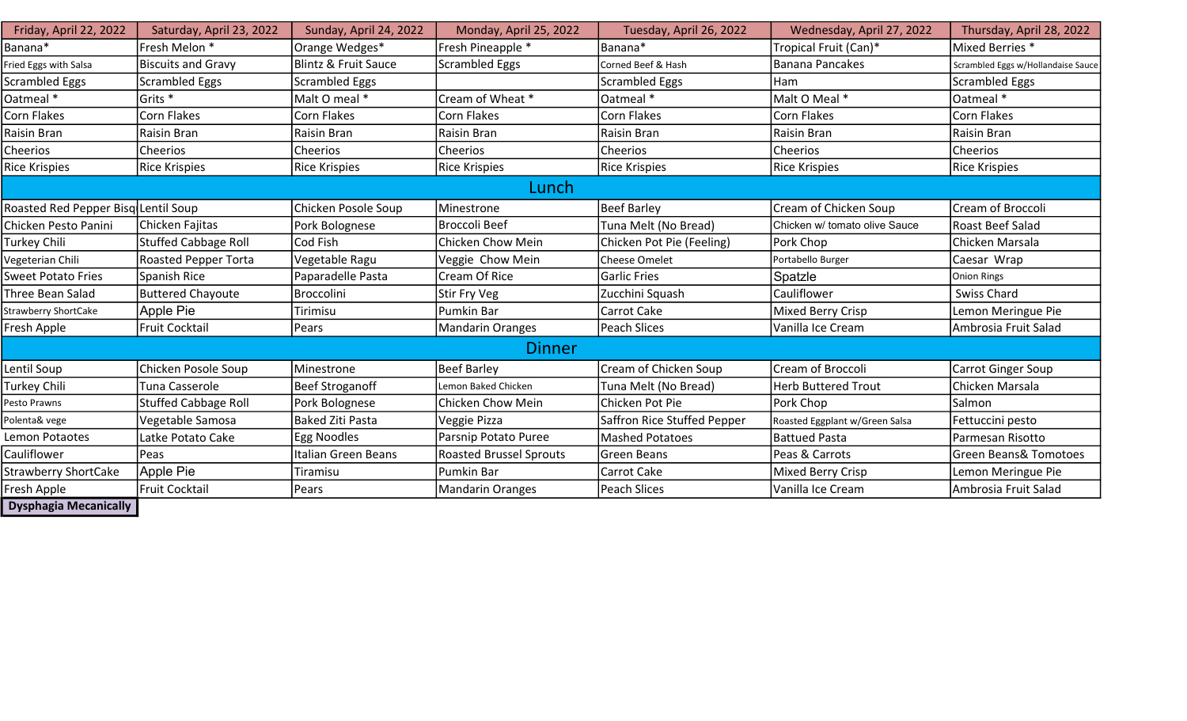| Friday, April 22, 2022 | Saturday, April 23, 2022 | Sunday, April 24, 2022 | Monday, April 25, 2022 | Tuesday, April 26, 2022 | Wednesday, April 27, 2022 | Thursday, April 28, 2022 |
|---|---|---|---|---|---|---|
| Banana* | Fresh Melon * | Orange Wedges* | Fresh Pineapple * | Banana* | Tropical Fruit (Can)* | Mixed Berries * |
| Fried Eggs with Salsa | Biscuits and Gravy | Blintz & Fruit Sauce | Scrambled Eggs | Corned Beef & Hash | Banana Pancakes | Scrambled Eggs w/Hollandaise Sauce |
| Scrambled Eggs | Scrambled Eggs | Scrambled Eggs | | Scrambled Eggs | Ham | Scrambled Eggs |
| Oatmeal * | Grits * | Malt O meal * | Cream of Wheat * | Oatmeal * | Malt O Meal * | Oatmeal * |
| Corn Flakes | Corn Flakes | Corn Flakes | Corn Flakes | Corn Flakes | Corn Flakes | Corn Flakes |
| Raisin Bran | Raisin Bran | Raisin Bran | Raisin Bran | Raisin Bran | Raisin Bran | Raisin Bran |
| Cheerios | Cheerios | Cheerios | Cheerios | Cheerios | Cheerios | Cheerios |
| Rice Krispies | Rice Krispies | Rice Krispies | Rice Krispies | Rice Krispies | Rice Krispies | Rice Krispies |
| **Lunch** | | | | | | |
| Roasted Red Pepper Bisq | Lentil Soup | Chicken Posole Soup | Minestrone | Beef Barley | Cream of Chicken Soup | Cream of Broccoli |
| Chicken Pesto Panini | Chicken Fajitas | Pork Bolognese | Broccoli Beef | Tuna Melt (No Bread) | Chicken w/ tomato olive Sauce | Roast Beef Salad |
| Turkey Chili | Stuffed Cabbage Roll | Cod Fish | Chicken Chow Mein | Chicken Pot Pie (Feeling) | Pork Chop | Chicken Marsala |
| Vegeterian Chili | Roasted Pepper Torta | Vegetable Ragu | Veggie Chow Mein | Cheese Omelet | Portabello Burger | Caesar Wrap |
| Sweet Potato Fries | Spanish Rice | Paparadelle Pasta | Cream Of Rice | Garlic Fries | Spatzle | Onion Rings |
| Three Bean Salad | Buttered Chayoute | Broccolini | Stir Fry Veg | Zucchini Squash | Cauliflower | Swiss Chard |
| Strawberry ShortCake | Apple Pie | Tirimisu | Pumkin Bar | Carrot Cake | Mixed Berry Crisp | Lemon Meringue Pie |
| Fresh Apple | Fruit Cocktail | Pears | Mandarin Oranges | Peach Slices | Vanilla Ice Cream | Ambrosia Fruit Salad |
| **Dinner** | | | | | | |
| Lentil Soup | Chicken Posole Soup | Minestrone | Beef Barley | Cream of Chicken Soup | Cream of Broccoli | Carrot Ginger Soup |
| Turkey Chili | Tuna Casserole | Beef Stroganoff | Lemon Baked Chicken | Tuna Melt (No Bread) | Herb Buttered Trout | Chicken Marsala |
| Pesto Prawns | Stuffed Cabbage Roll | Pork Bolognese | Chicken Chow Mein | Chicken Pot Pie | Pork Chop | Salmon |
| Polenta& vege | Vegetable Samosa | Baked Ziti Pasta | Veggie Pizza | Saffron Rice Stuffed Pepper | Roasted Eggplant w/Green Salsa | Fettuccini pesto |
| Lemon Potaotes | Latke Potato Cake | Egg Noodles | Parsnip Potato Puree | Mashed Potatoes | Battued Pasta | Parmesan Risotto |
| Cauliflower | Peas | Italian Green Beans | Roasted Brussel Sprouts | Green Beans | Peas & Carrots | Green Beans& Tomotoes |
| Strawberry ShortCake | Apple Pie | Tiramisu | Pumkin Bar | Carrot Cake | Mixed Berry Crisp | Lemon Meringue Pie |
| Fresh Apple | Fruit Cocktail | Pears | Mandarin Oranges | Peach Slices | Vanilla Ice Cream | Ambrosia Fruit Salad |

**Dysphagia Mecanically**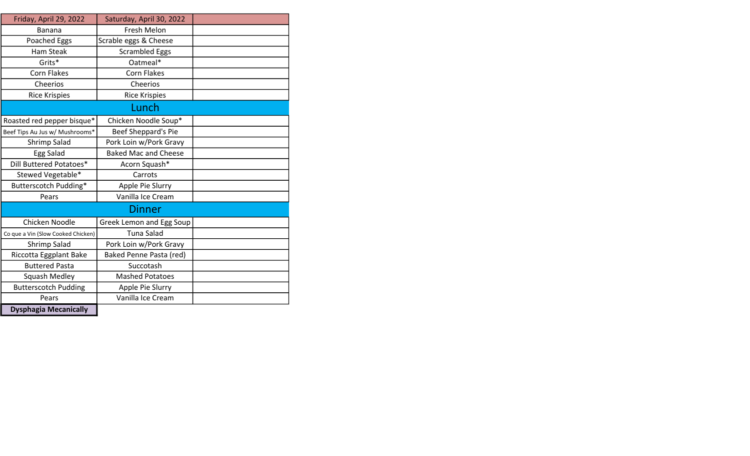| Friday, April 29, 2022 | Saturday, April 30, 2022 | |
|---|---|---|
| Banana | Fresh Melon | |
| Poached Eggs | Scrable eggs & Cheese | |
| Ham Steak | Scrambled Eggs | |
| Grits* | Oatmeal* | |
| Corn Flakes | Corn Flakes | |
| Cheerios | Cheerios | |
| Rice Krispies | Rice Krispies | |
| | Lunch | |
| Roasted red pepper bisque* | Chicken Noodle Soup* | |
| Beef Tips Au Jus w/ Mushrooms* | Beef Sheppard's Pie | |
| Shrimp Salad | Pork Loin w/Pork Gravy | |
| Egg Salad | Baked Mac and Cheese | |
| Dill Buttered Potatoes* | Acorn Squash* | |
| Stewed Vegetable* | Carrots | |
| Butterscotch Pudding* | Apple Pie Slurry | |
| Pears | Vanilla Ice Cream | |
| | Dinner | |
| Chicken Noodle | Greek Lemon and Egg Soup | |
| Co que a Vin (Slow Cooked Chicken) | Tuna Salad | |
| Shrimp Salad | Pork Loin w/Pork Gravy | |
| Riccotta Eggplant Bake | Baked Penne Pasta (red) | |
| Buttered Pasta | Succotash | |
| Squash Medley | Mashed Potatoes | |
| Butterscotch Pudding | Apple Pie Slurry | |
| Pears | Vanilla Ice Cream | |

**Dysphagia Mecanically**